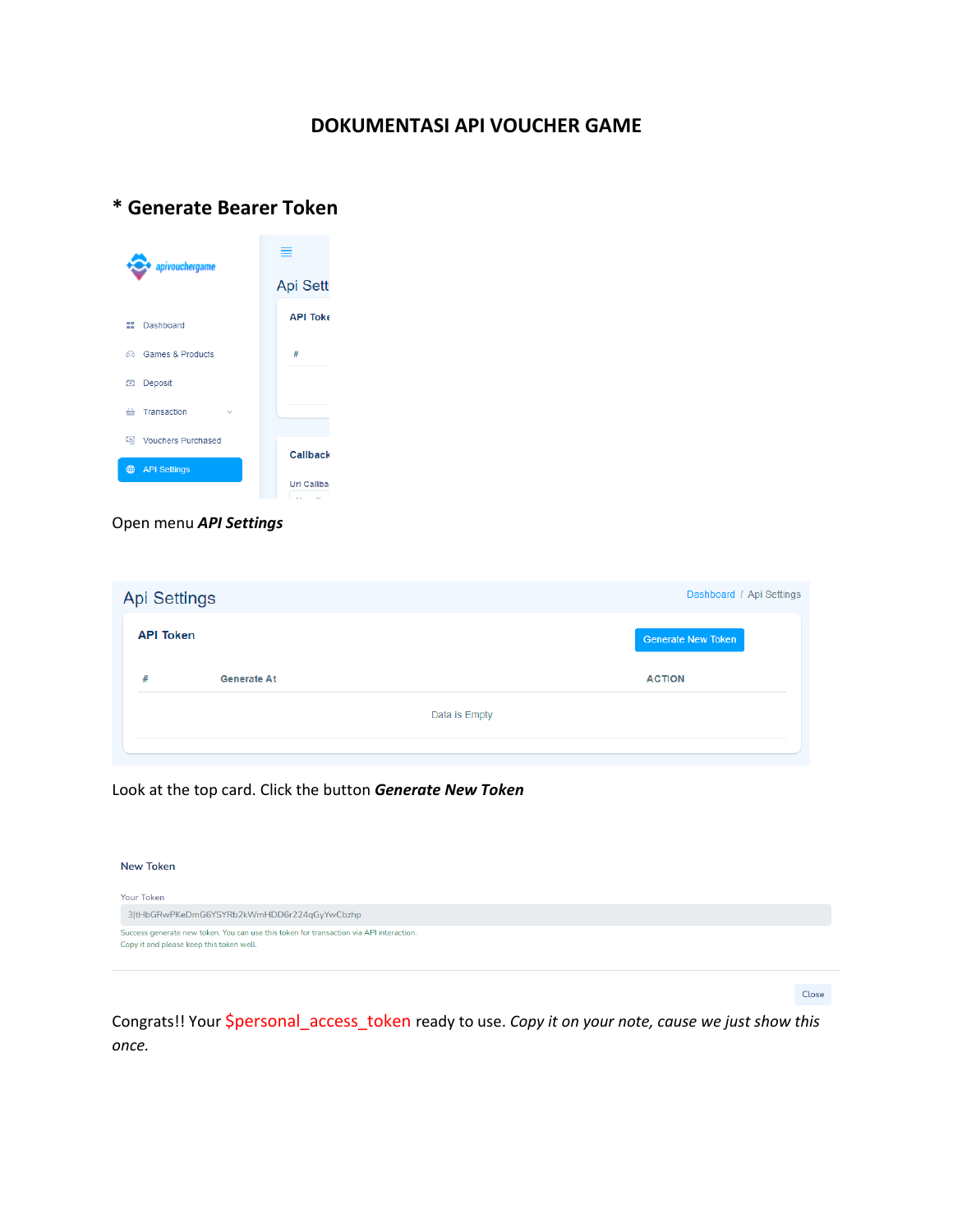# DOKUMENTASI API VOUCHER GAME

## * Generate Bearer Token

Open menu ***API Settings***

Look at the top card. Click the button ***Generate New Token***

Congrats!! Your $personal_access_token ready to use. *Copy it on your note, cause we just show this once.*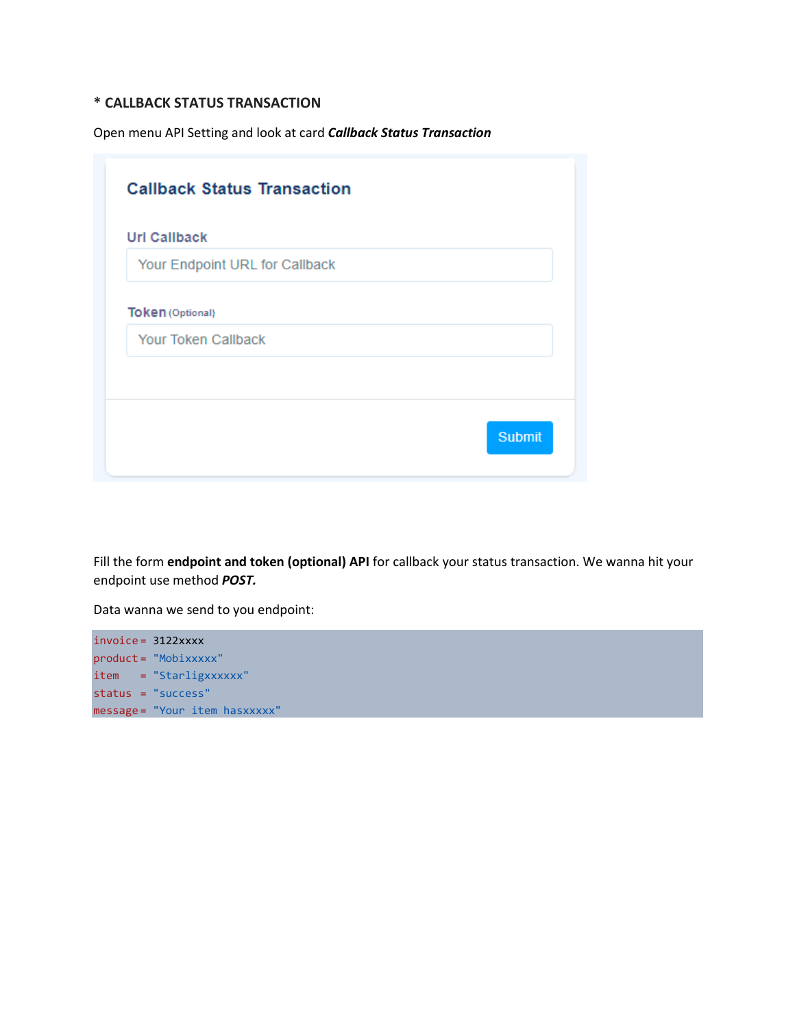**\* CALLBACK STATUS TRANSACTION**

Open menu API Setting and look at card ***Callback Status Transaction***

**Callback Status Transaction**

Url Callback

Your Endpoint URL for Callback

Token (Optional)

Your Token Callback

Submit

Fill the form **endpoint and token (optional) API** for callback your status transaction. We wanna hit your endpoint use method ***POST.***

Data wanna we send to you endpoint:

```
invoice = 3122xxxx
product = "Mobixxxxx"
item    = "Starligxxxxxx"
status  = "success"
message = "Your item hasxxxxx"
```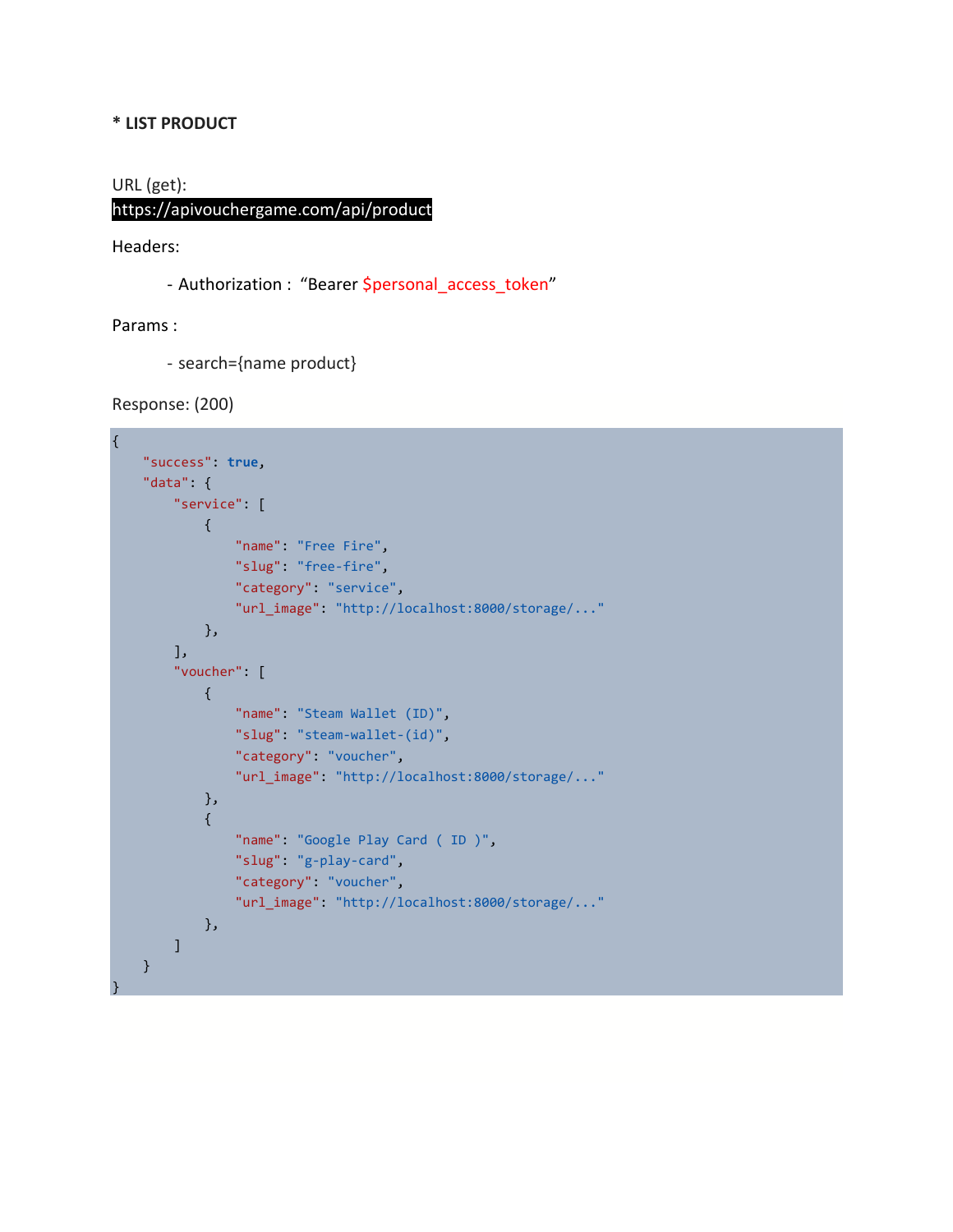**\* LIST PRODUCT**

URL (get):
https://apivouchergame.com/api/product

Headers:

- Authorization : “Bearer $personal_access_token”

Params :

- search={name product}

Response: (200)

```
{
    "success": true,
    "data": {
        "service": [
            {
                "name": "Free Fire",
                "slug": "free-fire",
                "category": "service",
                "url_image": "http://localhost:8000/storage/..."
            },
        ],
        "voucher": [
            {
                "name": "Steam Wallet (ID)",
                "slug": "steam-wallet-(id)",
                "category": "voucher",
                "url_image": "http://localhost:8000/storage/..."
            },
            {
                "name": "Google Play Card ( ID )",
                "slug": "g-play-card",
                "category": "voucher",
                "url_image": "http://localhost:8000/storage/..."
            },
        ]
    }
}
```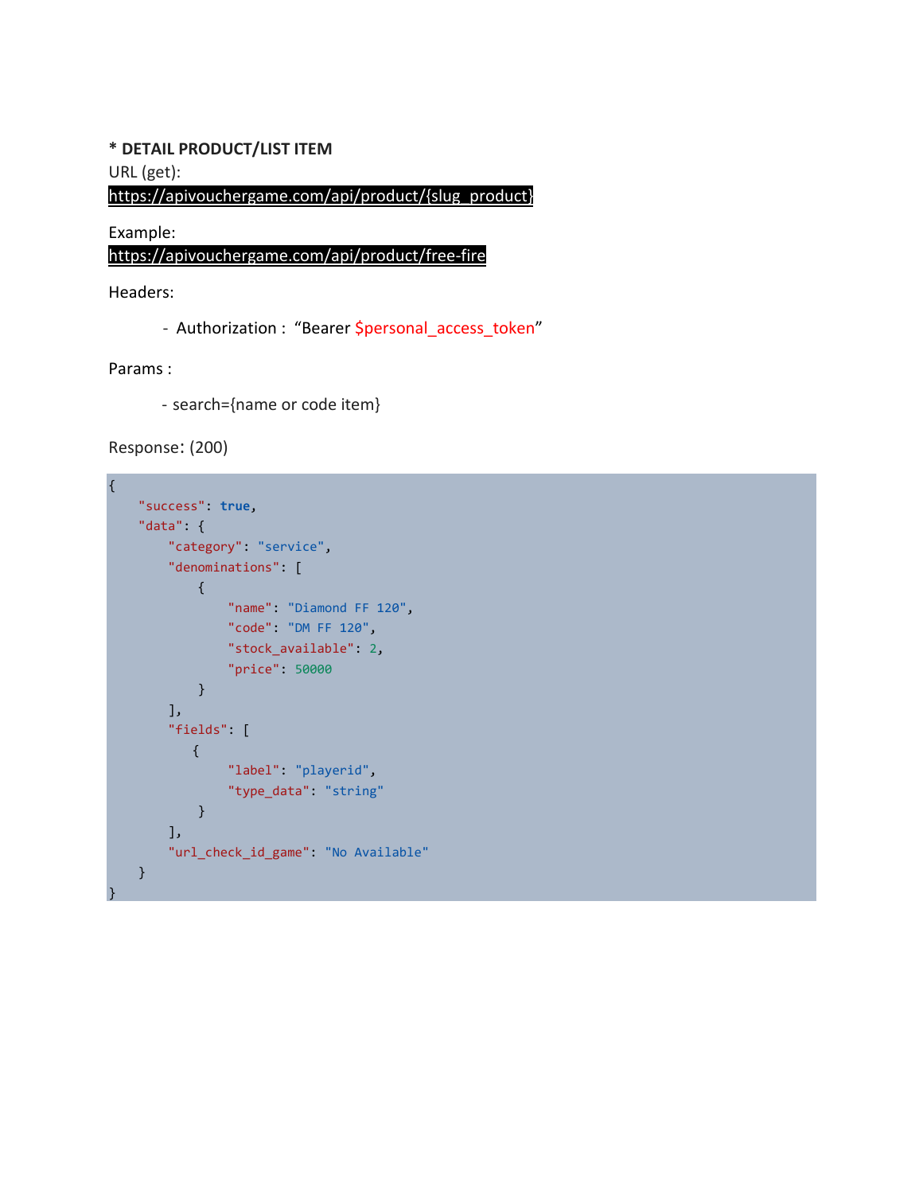**\* DETAIL PRODUCT/LIST ITEM**

URL (get):

https://apivouchergame.com/api/product/{slug_product}

Example:

https://apivouchergame.com/api/product/free-fire

Headers:

- Authorization : "Bearer $personal_access_token"

Params :

- search={name or code item}

Response: (200)

```
{
    "success": true,
    "data": {
        "category": "service",
        "denominations": [
            {
                "name": "Diamond FF 120",
                "code": "DM FF 120",
                "stock_available": 2,
                "price": 50000
            }
        ],
        "fields": [
           {
                "label": "playerid",
                "type_data": "string"
            }
        ],
        "url_check_id_game": "No Available"
    }
}
```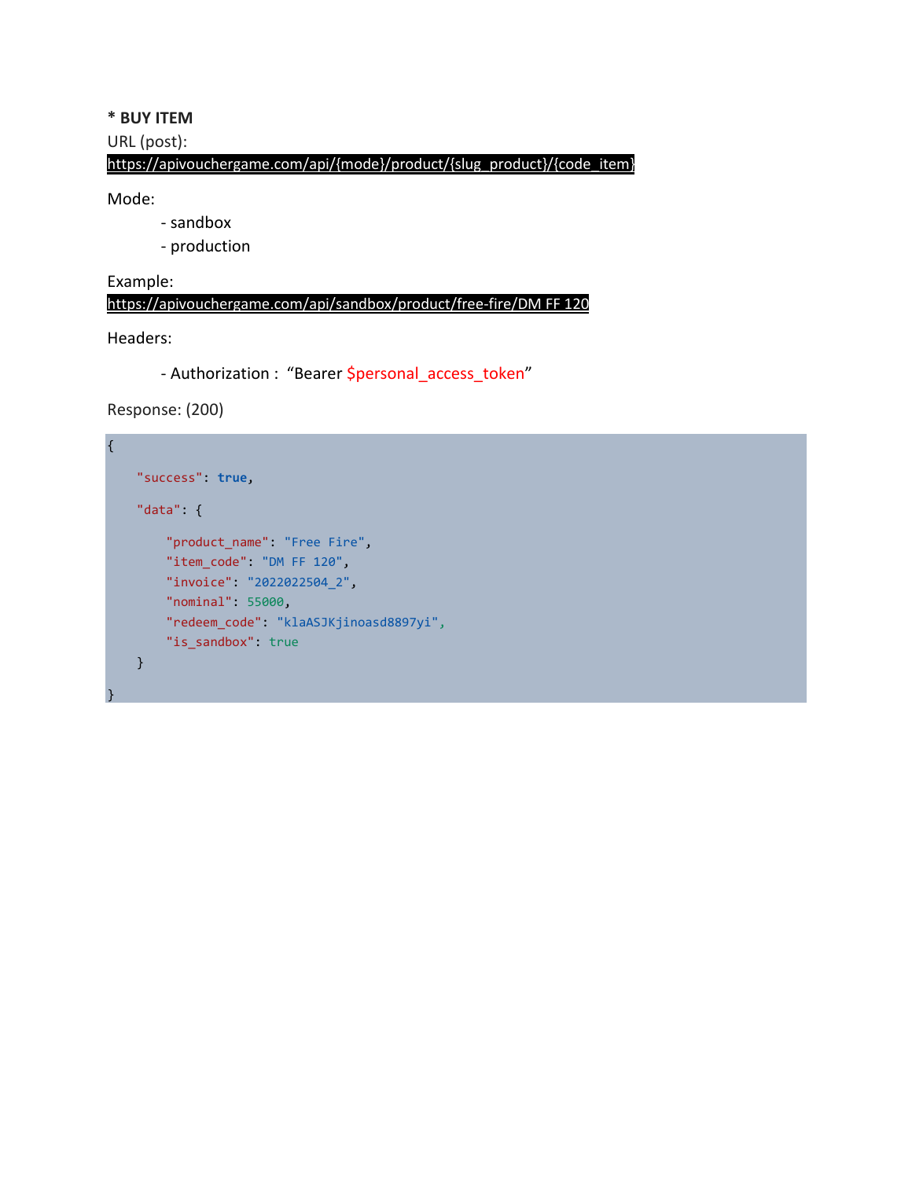**\* BUY ITEM**

URL (post):

https://apivouchergame.com/api/{mode}/product/{slug_product}/{code_item}

Mode:

- sandbox
- production

Example:

https://apivouchergame.com/api/sandbox/product/free-fire/DM FF 120

Headers:

- Authorization : "Bearer $personal_access_token"

Response: (200)

```
{
    "success": true,
    "data": {
        "product_name": "Free Fire",
        "item_code": "DM FF 120",
        "invoice": "2022022504_2",
        "nominal": 55000,
        "redeem_code": "klaASJKjinoasd8897yi",
        "is_sandbox": true
    }
}
```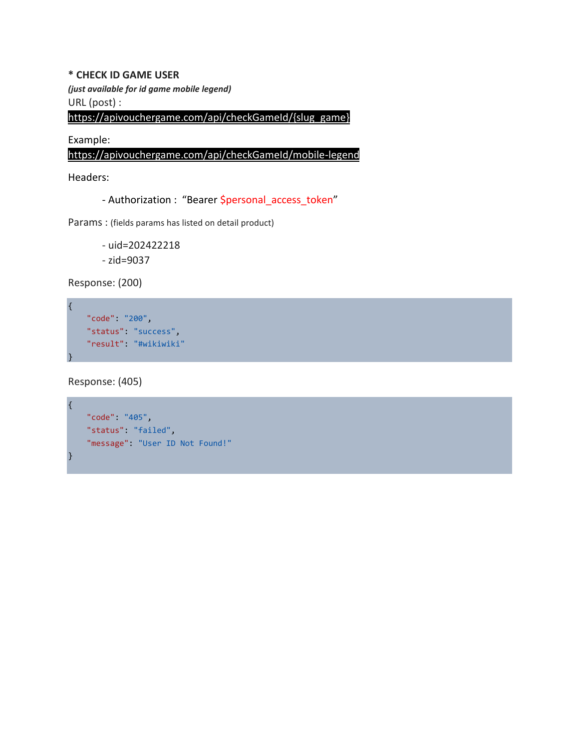**\* CHECK ID GAME USER**

***(just available for id game mobile legend)***

URL (post) :

https://apivouchergame.com/api/checkGameId/{slug_game}

Example:

https://apivouchergame.com/api/checkGameId/mobile-legend

Headers:

- Authorization : “Bearer $personal_access_token”

Params : (fields params has listed on detail product)

- uid=202422218
- zid=9037

Response: (200)

```
{
    "code": "200",
    "status": "success",
    "result": "#wikiwiki"
}
```

Response: (405)

```
{
    "code": "405",
    "status": "failed",
    "message": "User ID Not Found!"
}
```